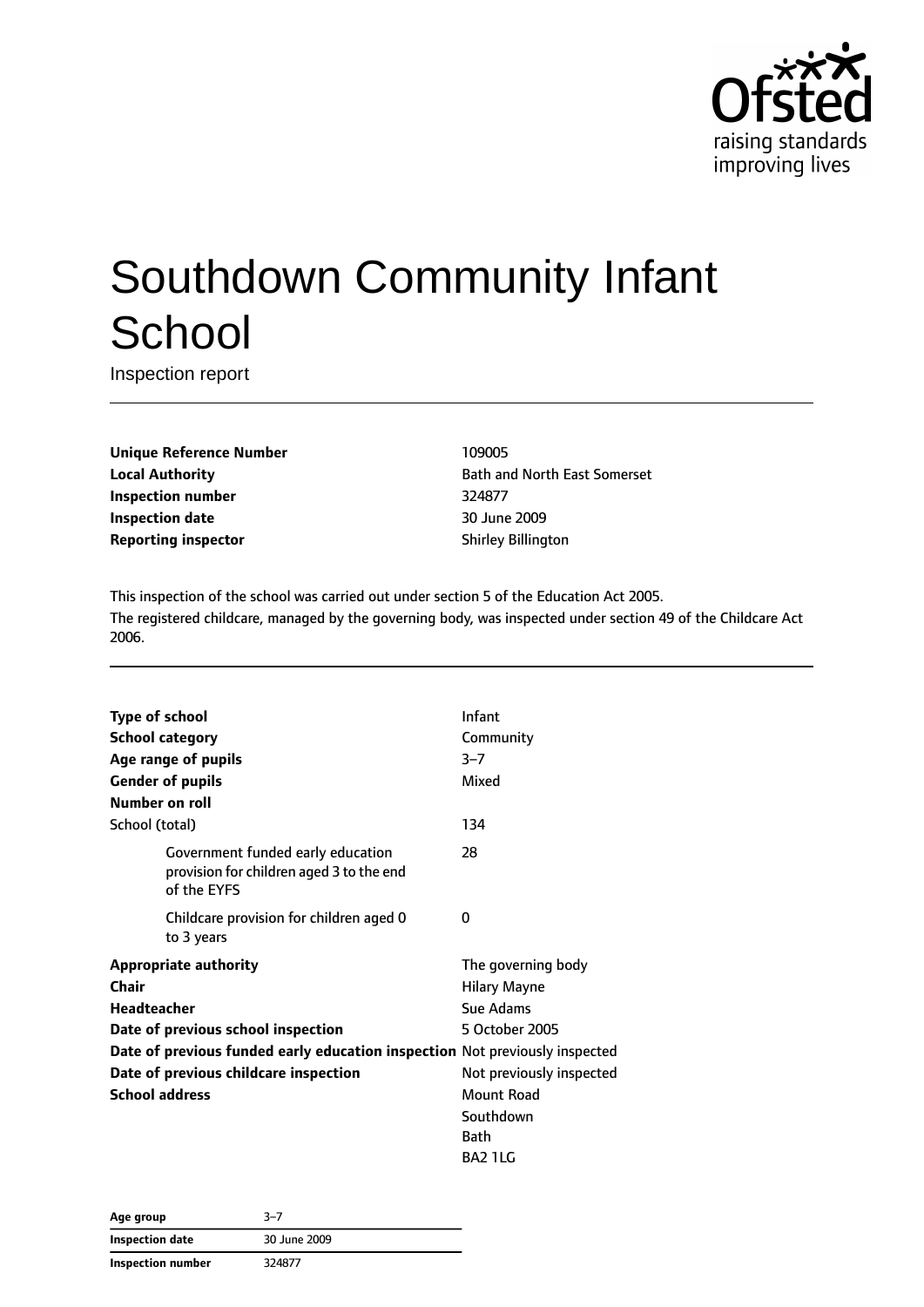# Southdown Community Infant School

Inspection report

| | |
|---|---|
| **Unique Reference Number** | 109005 |
| **Local Authority** | Bath and North East Somerset |
| **Inspection number** | 324877 |
| **Inspection date** | 30 June 2009 |
| **Reporting inspector** | Shirley Billington |

This inspection of the school was carried out under section 5 of the Education Act 2005.
The registered childcare, managed by the governing body, was inspected under section 49 of the Childcare Act 2006.

| | |
|---|---|
| **Type of school** | Infant |
| **School category** | Community |
| **Age range of pupils** | 3–7 |
| **Gender of pupils** | Mixed |
| **Number on roll** | |
| School (total) | 134 |
| Government funded early education provision for children aged 3 to the end of the EYFS | 28 |
| Childcare provision for children aged 0 to 3 years | 0 |
| **Appropriate authority** | The governing body |
| **Chair** | Hilary Mayne |
| **Headteacher** | Sue Adams |
| **Date of previous school inspection** | 5 October 2005 |
| **Date of previous funded early education inspection** | Not previously inspected |
| **Date of previous childcare inspection** | Not previously inspected |
| **School address** | Mount Road<br>Southdown<br>Bath<br>BA2 1LG |

| | |
|---|---|
| **Age group** | 3–7 |
| **Inspection date** | 30 June 2009 |
| **Inspection number** | 324877 |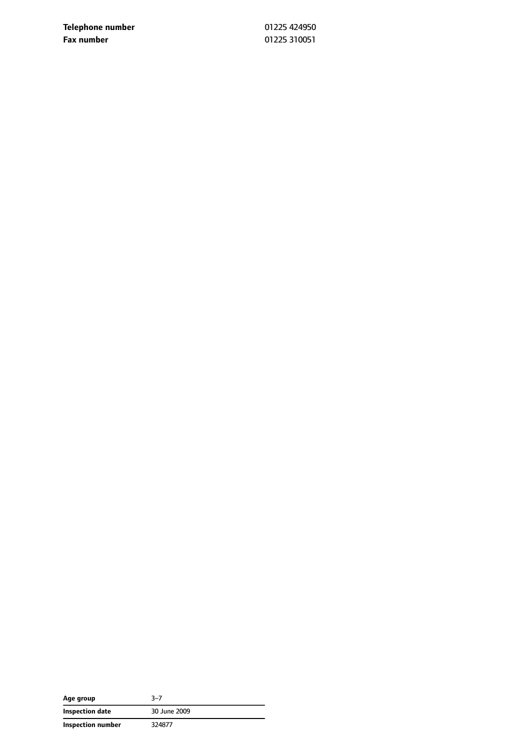| | |
|---|---|
| **Telephone number** | 01225 424950 |
| **Fax number** | 01225 310051 |

| | |
|---|---|
| **Age group** | 3–7 |
| **Inspection date** | 30 June 2009 |
| **Inspection number** | 324877 |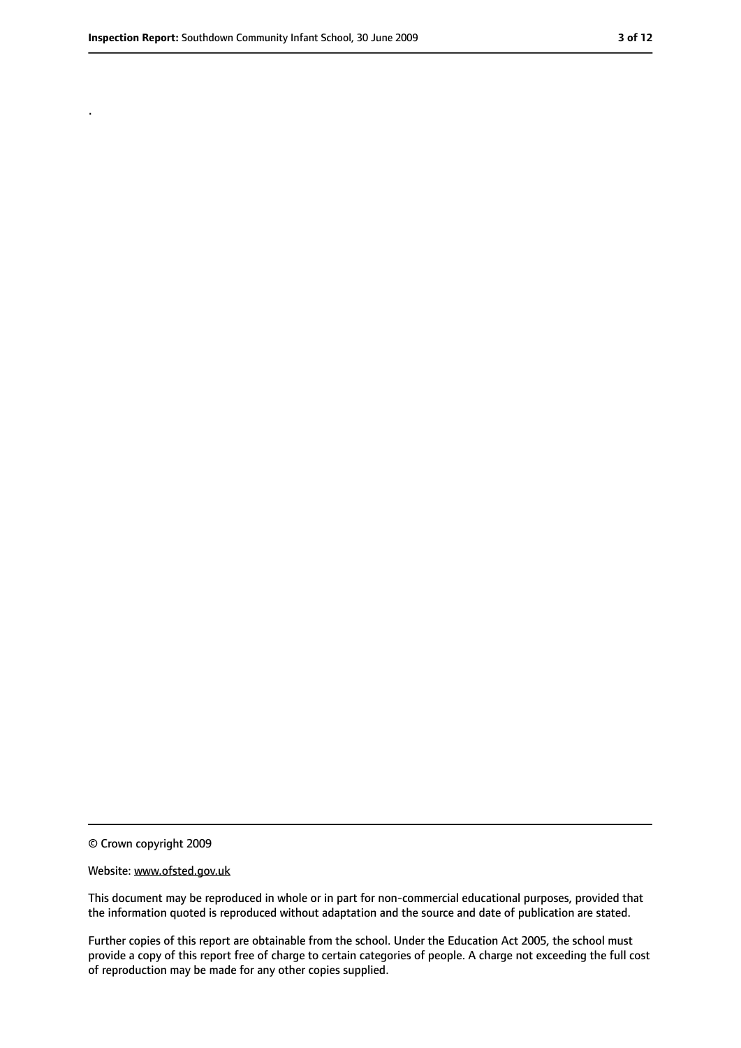.

© Crown copyright 2009

Website: www.ofsted.gov.uk

This document may be reproduced in whole or in part for non-commercial educational purposes, provided that the information quoted is reproduced without adaptation and the source and date of publication are stated.

Further copies of this report are obtainable from the school. Under the Education Act 2005, the school must provide a copy of this report free of charge to certain categories of people. A charge not exceeding the full cost of reproduction may be made for any other copies supplied.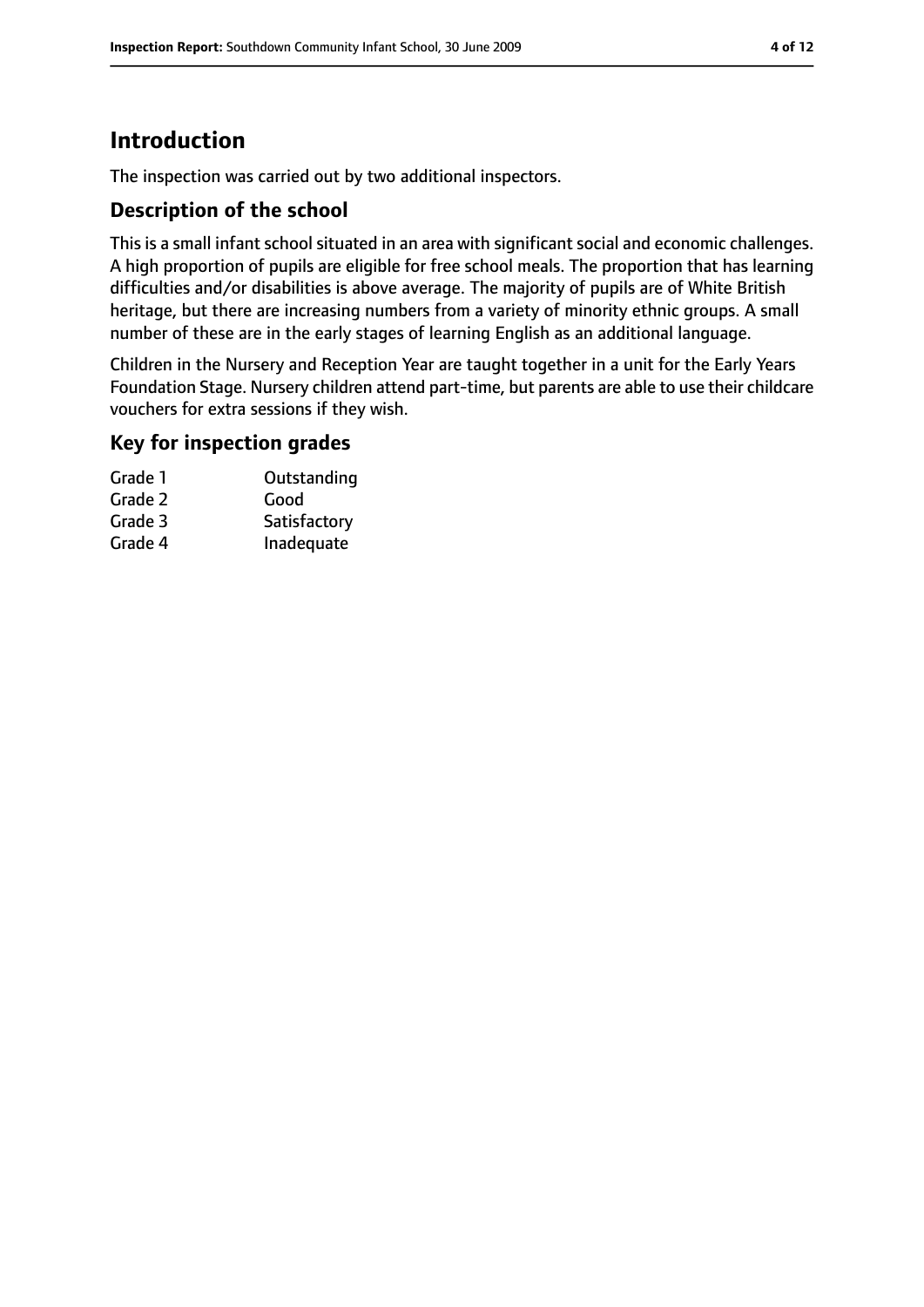# Introduction

The inspection was carried out by two additional inspectors.

## Description of the school

This is a small infant school situated in an area with significant social and economic challenges. A high proportion of pupils are eligible for free school meals. The proportion that has learning difficulties and/or disabilities is above average. The majority of pupils are of White British heritage, but there are increasing numbers from a variety of minority ethnic groups. A small number of these are in the early stages of learning English as an additional language.

Children in the Nursery and Reception Year are taught together in a unit for the Early Years Foundation Stage. Nursery children attend part-time, but parents are able to use their childcare vouchers for extra sessions if they wish.

## Key for inspection grades

| | |
|---|---|
| Grade 1 | Outstanding |
| Grade 2 | Good |
| Grade 3 | Satisfactory |
| Grade 4 | Inadequate |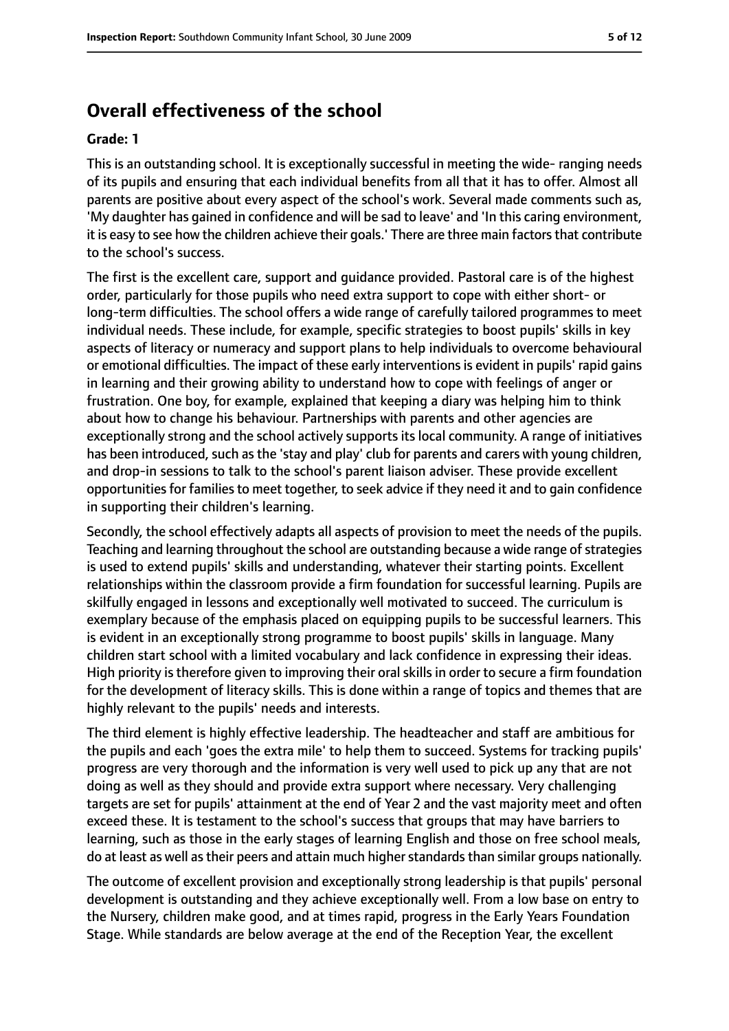## Overall effectiveness of the school

**Grade: 1**

This is an outstanding school. It is exceptionally successful in meeting the wide- ranging needs of its pupils and ensuring that each individual benefits from all that it has to offer. Almost all parents are positive about every aspect of the school's work. Several made comments such as, 'My daughter has gained in confidence and will be sad to leave' and 'In this caring environment, it is easy to see how the children achieve their goals.' There are three main factors that contribute to the school's success.

The first is the excellent care, support and guidance provided. Pastoral care is of the highest order, particularly for those pupils who need extra support to cope with either short- or long-term difficulties. The school offers a wide range of carefully tailored programmes to meet individual needs. These include, for example, specific strategies to boost pupils' skills in key aspects of literacy or numeracy and support plans to help individuals to overcome behavioural or emotional difficulties. The impact of these early interventions is evident in pupils' rapid gains in learning and their growing ability to understand how to cope with feelings of anger or frustration. One boy, for example, explained that keeping a diary was helping him to think about how to change his behaviour. Partnerships with parents and other agencies are exceptionally strong and the school actively supports its local community. A range of initiatives has been introduced, such as the 'stay and play' club for parents and carers with young children, and drop-in sessions to talk to the school's parent liaison adviser. These provide excellent opportunities for families to meet together, to seek advice if they need it and to gain confidence in supporting their children's learning.

Secondly, the school effectively adapts all aspects of provision to meet the needs of the pupils. Teaching and learning throughout the school are outstanding because a wide range of strategies is used to extend pupils' skills and understanding, whatever their starting points. Excellent relationships within the classroom provide a firm foundation for successful learning. Pupils are skilfully engaged in lessons and exceptionally well motivated to succeed. The curriculum is exemplary because of the emphasis placed on equipping pupils to be successful learners. This is evident in an exceptionally strong programme to boost pupils' skills in language. Many children start school with a limited vocabulary and lack confidence in expressing their ideas. High priority is therefore given to improving their oral skills in order to secure a firm foundation for the development of literacy skills. This is done within a range of topics and themes that are highly relevant to the pupils' needs and interests.

The third element is highly effective leadership. The headteacher and staff are ambitious for the pupils and each 'goes the extra mile' to help them to succeed. Systems for tracking pupils' progress are very thorough and the information is very well used to pick up any that are not doing as well as they should and provide extra support where necessary. Very challenging targets are set for pupils' attainment at the end of Year 2 and the vast majority meet and often exceed these. It is testament to the school's success that groups that may have barriers to learning, such as those in the early stages of learning English and those on free school meals, do at least as well as their peers and attain much higher standards than similar groups nationally.

The outcome of excellent provision and exceptionally strong leadership is that pupils' personal development is outstanding and they achieve exceptionally well. From a low base on entry to the Nursery, children make good, and at times rapid, progress in the Early Years Foundation Stage. While standards are below average at the end of the Reception Year, the excellent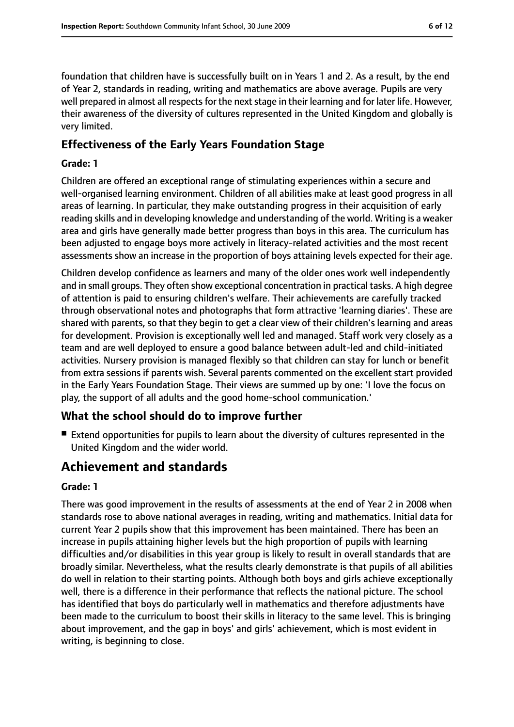foundation that children have is successfully built on in Years 1 and 2. As a result, by the end of Year 2, standards in reading, writing and mathematics are above average. Pupils are very well prepared in almost all respects for the next stage in their learning and for later life. However, their awareness of the diversity of cultures represented in the United Kingdom and globally is very limited.

### Effectiveness of the Early Years Foundation Stage

#### Grade: 1

Children are offered an exceptional range of stimulating experiences within a secure and well-organised learning environment. Children of all abilities make at least good progress in all areas of learning. In particular, they make outstanding progress in their acquisition of early reading skills and in developing knowledge and understanding of the world. Writing is a weaker area and girls have generally made better progress than boys in this area. The curriculum has been adjusted to engage boys more actively in literacy-related activities and the most recent assessments show an increase in the proportion of boys attaining levels expected for their age.

Children develop confidence as learners and many of the older ones work well independently and in small groups. They often show exceptional concentration in practical tasks. A high degree of attention is paid to ensuring children's welfare. Their achievements are carefully tracked through observational notes and photographs that form attractive 'learning diaries'. These are shared with parents, so that they begin to get a clear view of their children's learning and areas for development. Provision is exceptionally well led and managed. Staff work very closely as a team and are well deployed to ensure a good balance between adult-led and child-initiated activities. Nursery provision is managed flexibly so that children can stay for lunch or benefit from extra sessions if parents wish. Several parents commented on the excellent start provided in the Early Years Foundation Stage. Their views are summed up by one: 'I love the focus on play, the support of all adults and the good home-school communication.'

### What the school should do to improve further

- Extend opportunities for pupils to learn about the diversity of cultures represented in the United Kingdom and the wider world.

## Achievement and standards

#### Grade: 1

There was good improvement in the results of assessments at the end of Year 2 in 2008 when standards rose to above national averages in reading, writing and mathematics. Initial data for current Year 2 pupils show that this improvement has been maintained. There has been an increase in pupils attaining higher levels but the high proportion of pupils with learning difficulties and/or disabilities in this year group is likely to result in overall standards that are broadly similar. Nevertheless, what the results clearly demonstrate is that pupils of all abilities do well in relation to their starting points. Although both boys and girls achieve exceptionally well, there is a difference in their performance that reflects the national picture. The school has identified that boys do particularly well in mathematics and therefore adjustments have been made to the curriculum to boost their skills in literacy to the same level. This is bringing about improvement, and the gap in boys' and girls' achievement, which is most evident in writing, is beginning to close.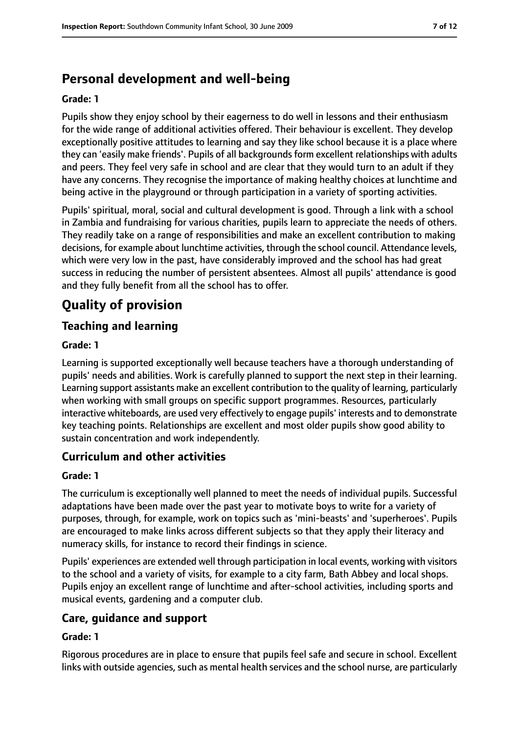## Personal development and well-being

**Grade: 1**

Pupils show they enjoy school by their eagerness to do well in lessons and their enthusiasm for the wide range of additional activities offered. Their behaviour is excellent. They develop exceptionally positive attitudes to learning and say they like school because it is a place where they can 'easily make friends'. Pupils of all backgrounds form excellent relationships with adults and peers. They feel very safe in school and are clear that they would turn to an adult if they have any concerns. They recognise the importance of making healthy choices at lunchtime and being active in the playground or through participation in a variety of sporting activities.

Pupils' spiritual, moral, social and cultural development is good. Through a link with a school in Zambia and fundraising for various charities, pupils learn to appreciate the needs of others. They readily take on a range of responsibilities and make an excellent contribution to making decisions, for example about lunchtime activities, through the school council. Attendance levels, which were very low in the past, have considerably improved and the school has had great success in reducing the number of persistent absentees. Almost all pupils' attendance is good and they fully benefit from all the school has to offer.

# Quality of provision

## Teaching and learning

**Grade: 1**

Learning is supported exceptionally well because teachers have a thorough understanding of pupils' needs and abilities. Work is carefully planned to support the next step in their learning. Learning support assistants make an excellent contribution to the quality of learning, particularly when working with small groups on specific support programmes. Resources, particularly interactive whiteboards, are used very effectively to engage pupils' interests and to demonstrate key teaching points. Relationships are excellent and most older pupils show good ability to sustain concentration and work independently.

## Curriculum and other activities

**Grade: 1**

The curriculum is exceptionally well planned to meet the needs of individual pupils. Successful adaptations have been made over the past year to motivate boys to write for a variety of purposes, through, for example, work on topics such as 'mini-beasts' and 'superheroes'. Pupils are encouraged to make links across different subjects so that they apply their literacy and numeracy skills, for instance to record their findings in science.

Pupils' experiences are extended well through participation in local events, working with visitors to the school and a variety of visits, for example to a city farm, Bath Abbey and local shops. Pupils enjoy an excellent range of lunchtime and after-school activities, including sports and musical events, gardening and a computer club.

## Care, guidance and support

**Grade: 1**

Rigorous procedures are in place to ensure that pupils feel safe and secure in school. Excellent links with outside agencies, such as mental health services and the school nurse, are particularly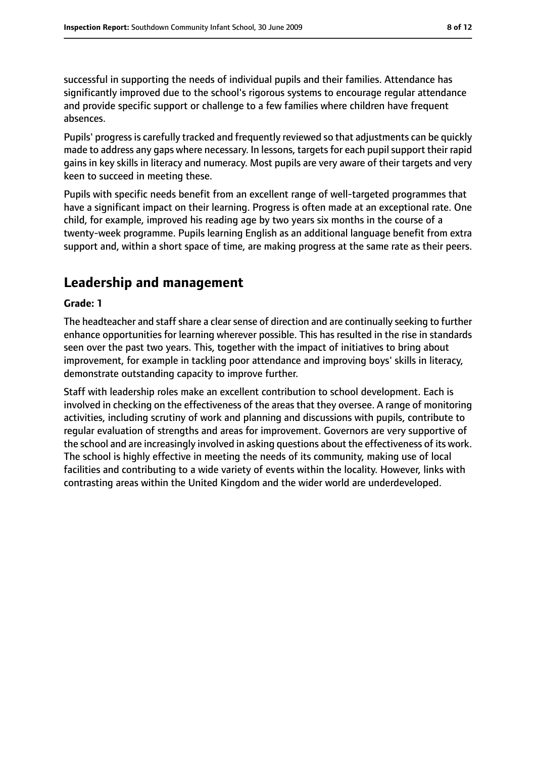successful in supporting the needs of individual pupils and their families. Attendance has significantly improved due to the school's rigorous systems to encourage regular attendance and provide specific support or challenge to a few families where children have frequent absences.

Pupils' progress is carefully tracked and frequently reviewed so that adjustments can be quickly made to address any gaps where necessary. In lessons, targets for each pupil support their rapid gains in key skills in literacy and numeracy. Most pupils are very aware of their targets and very keen to succeed in meeting these.

Pupils with specific needs benefit from an excellent range of well-targeted programmes that have a significant impact on their learning. Progress is often made at an exceptional rate. One child, for example, improved his reading age by two years six months in the course of a twenty-week programme. Pupils learning English as an additional language benefit from extra support and, within a short space of time, are making progress at the same rate as their peers.

## Leadership and management

**Grade: 1**

The headteacher and staff share a clear sense of direction and are continually seeking to further enhance opportunities for learning wherever possible. This has resulted in the rise in standards seen over the past two years. This, together with the impact of initiatives to bring about improvement, for example in tackling poor attendance and improving boys' skills in literacy, demonstrate outstanding capacity to improve further.

Staff with leadership roles make an excellent contribution to school development. Each is involved in checking on the effectiveness of the areas that they oversee. A range of monitoring activities, including scrutiny of work and planning and discussions with pupils, contribute to regular evaluation of strengths and areas for improvement. Governors are very supportive of the school and are increasingly involved in asking questions about the effectiveness of its work. The school is highly effective in meeting the needs of its community, making use of local facilities and contributing to a wide variety of events within the locality. However, links with contrasting areas within the United Kingdom and the wider world are underdeveloped.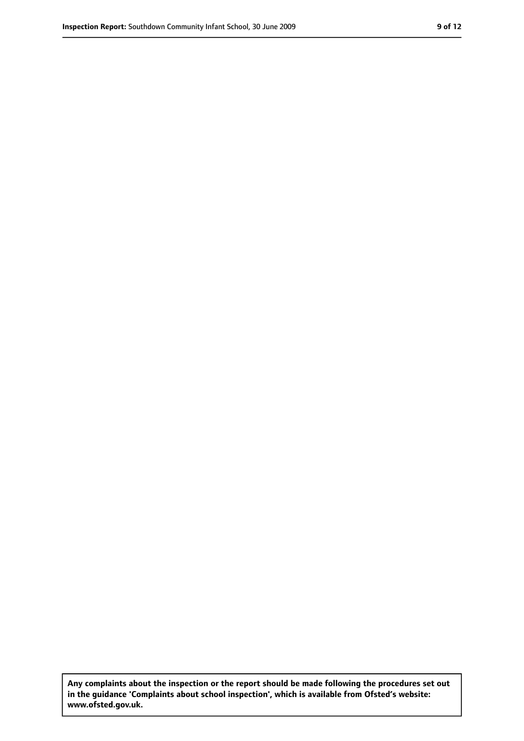**Any complaints about the inspection or the report should be made following the procedures set out in the guidance 'Complaints about school inspection', which is available from Ofsted's website: www.ofsted.gov.uk.**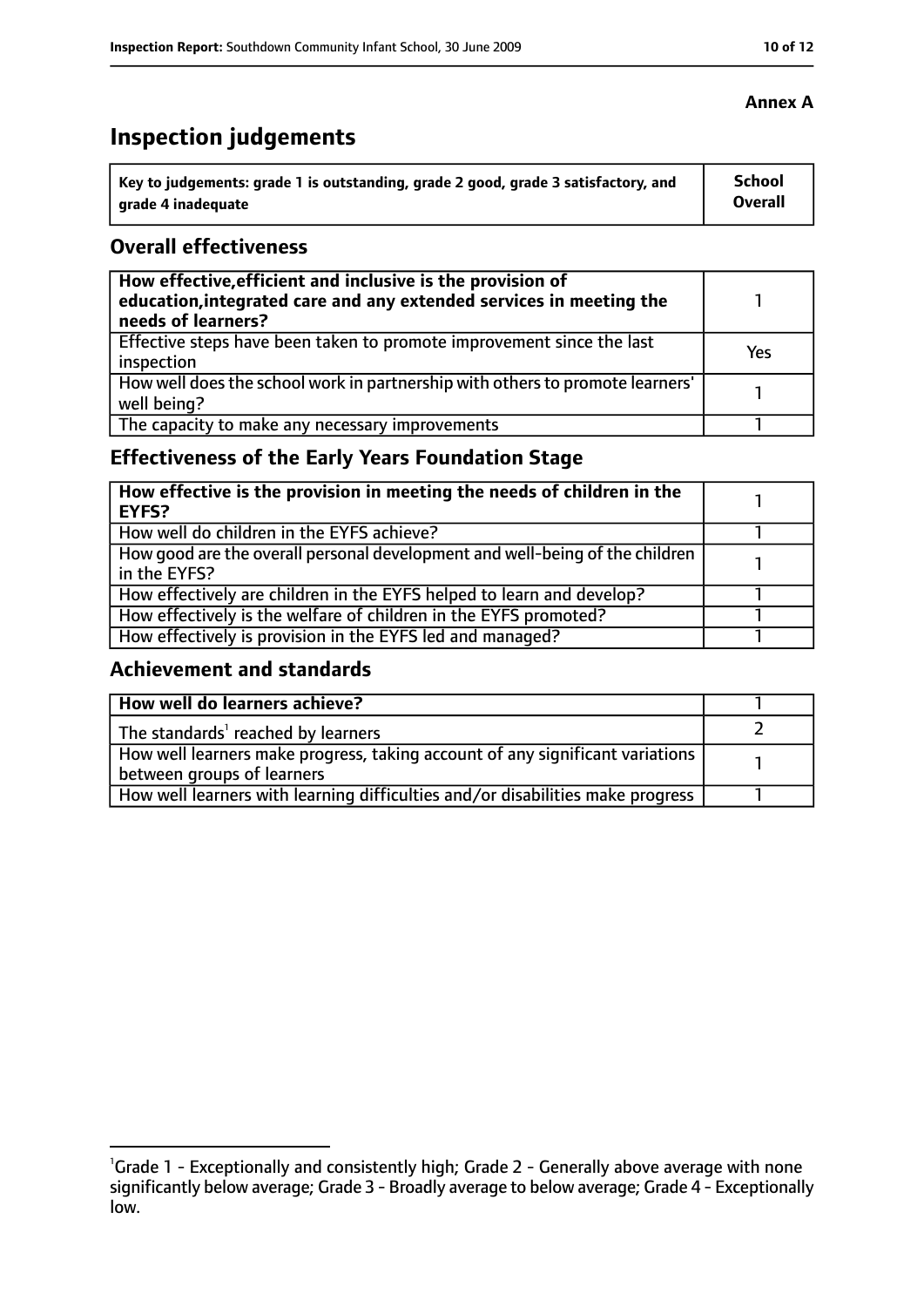**Annex A**

# Inspection judgements

| Key to judgements: grade 1 is outstanding, grade 2 good, grade 3 satisfactory, and grade 4 inadequate | School Overall |
|---|---|

## Overall effectiveness

| | |
|---|---|
| **How effective, efficient and inclusive is the provision of education, integrated care and any extended services in meeting the needs of learners?** | 1 |
| Effective steps have been taken to promote improvement since the last inspection | Yes |
| How well does the school work in partnership with others to promote learners' well being? | 1 |
| The capacity to make any necessary improvements | 1 |

## Effectiveness of the Early Years Foundation Stage

| | |
|---|---|
| **How effective is the provision in meeting the needs of children in the EYFS?** | 1 |
| How well do children in the EYFS achieve? | 1 |
| How good are the overall personal development and well-being of the children in the EYFS? | 1 |
| How effectively are children in the EYFS helped to learn and develop? | 1 |
| How effectively is the welfare of children in the EYFS promoted? | 1 |
| How effectively is provision in the EYFS led and managed? | 1 |

## Achievement and standards

| | |
|---|---|
| **How well do learners achieve?** | 1 |
| The standards[1] reached by learners | 2 |
| How well learners make progress, taking account of any significant variations between groups of learners | 1 |
| How well learners with learning difficulties and/or disabilities make progress | 1 |

[1]Grade 1 - Exceptionally and consistently high; Grade 2 - Generally above average with none significantly below average; Grade 3 - Broadly average to below average; Grade 4 - Exceptionally low.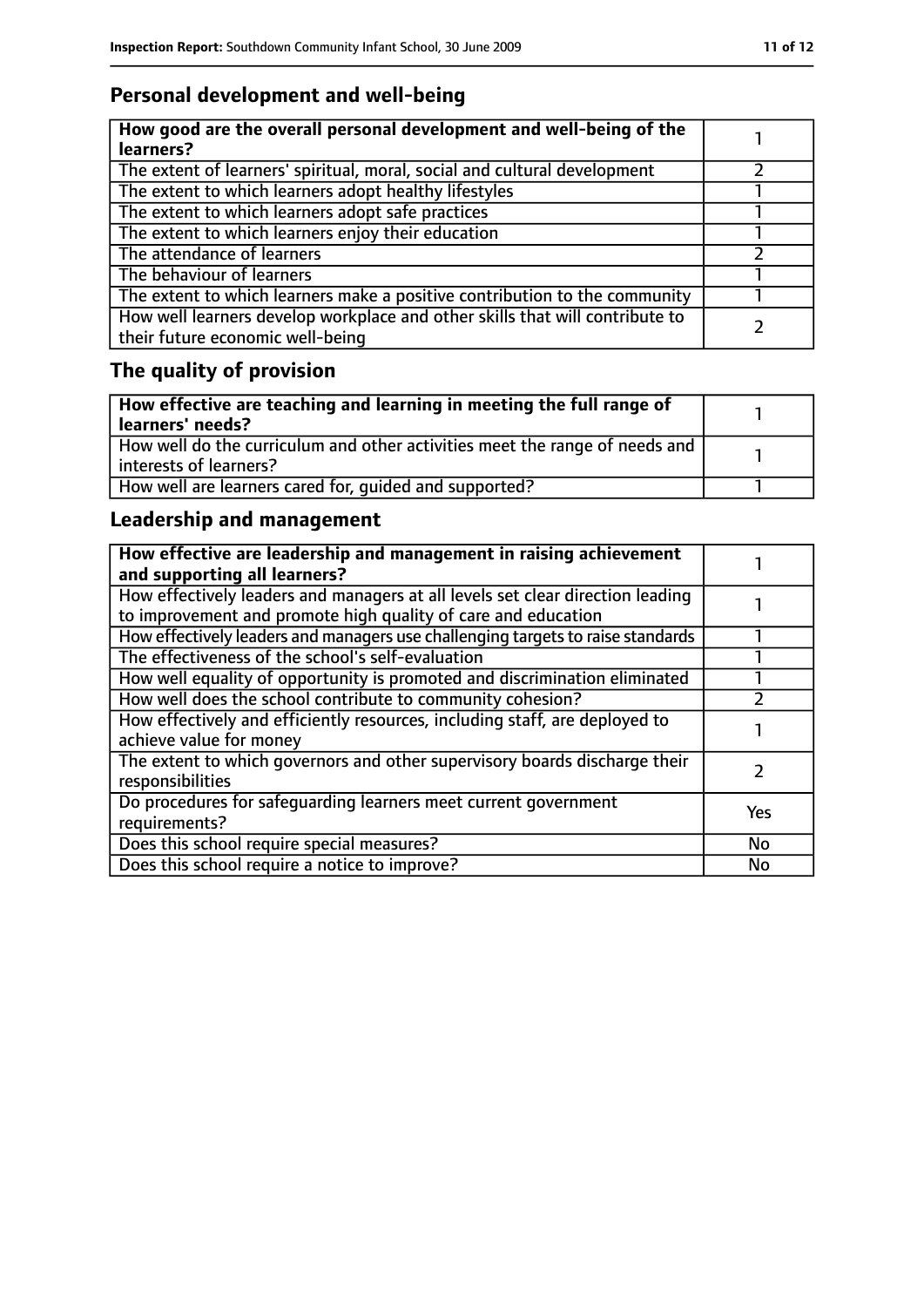## Personal development and well-being

| How good are the overall personal development and well-being of the learners? | 1 |
|---|---|
| The extent of learners' spiritual, moral, social and cultural development | 2 |
| The extent to which learners adopt healthy lifestyles | 1 |
| The extent to which learners adopt safe practices | 1 |
| The extent to which learners enjoy their education | 1 |
| The attendance of learners | 2 |
| The behaviour of learners | 1 |
| The extent to which learners make a positive contribution to the community | 1 |
| How well learners develop workplace and other skills that will contribute to their future economic well-being | 2 |

## The quality of provision

| How effective are teaching and learning in meeting the full range of learners' needs? | 1 |
|---|---|
| How well do the curriculum and other activities meet the range of needs and interests of learners? | 1 |
| How well are learners cared for, guided and supported? | 1 |

## Leadership and management

| How effective are leadership and management in raising achievement and supporting all learners? | 1 |
|---|---|
| How effectively leaders and managers at all levels set clear direction leading to improvement and promote high quality of care and education | 1 |
| How effectively leaders and managers use challenging targets to raise standards | 1 |
| The effectiveness of the school's self-evaluation | 1 |
| How well equality of opportunity is promoted and discrimination eliminated | 1 |
| How well does the school contribute to community cohesion? | 2 |
| How effectively and efficiently resources, including staff, are deployed to achieve value for money | 1 |
| The extent to which governors and other supervisory boards discharge their responsibilities | 2 |
| Do procedures for safeguarding learners meet current government requirements? | Yes |
| Does this school require special measures? | No |
| Does this school require a notice to improve? | No |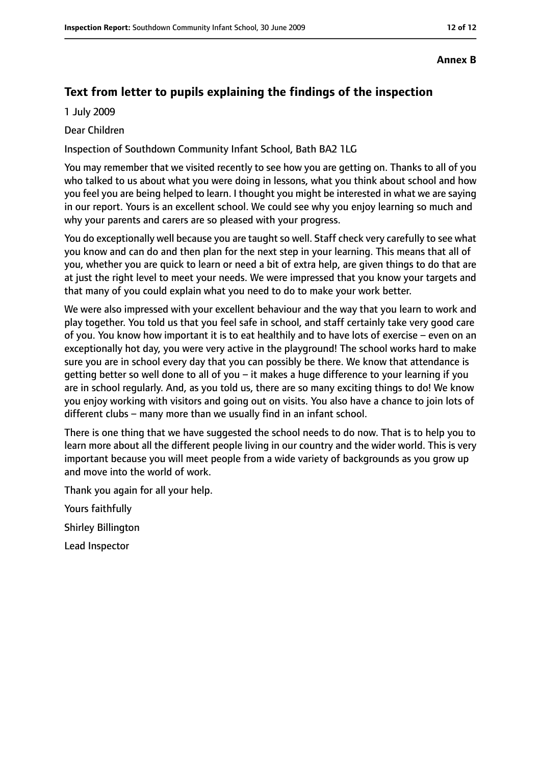**Annex B**

## Text from letter to pupils explaining the findings of the inspection

1 July 2009

Dear Children

Inspection of Southdown Community Infant School, Bath BA2 1LG

You may remember that we visited recently to see how you are getting on. Thanks to all of you who talked to us about what you were doing in lessons, what you think about school and how you feel you are being helped to learn. I thought you might be interested in what we are saying in our report. Yours is an excellent school. We could see why you enjoy learning so much and why your parents and carers are so pleased with your progress.

You do exceptionally well because you are taught so well. Staff check very carefully to see what you know and can do and then plan for the next step in your learning. This means that all of you, whether you are quick to learn or need a bit of extra help, are given things to do that are at just the right level to meet your needs. We were impressed that you know your targets and that many of you could explain what you need to do to make your work better.

We were also impressed with your excellent behaviour and the way that you learn to work and play together. You told us that you feel safe in school, and staff certainly take very good care of you. You know how important it is to eat healthily and to have lots of exercise – even on an exceptionally hot day, you were very active in the playground! The school works hard to make sure you are in school every day that you can possibly be there. We know that attendance is getting better so well done to all of you – it makes a huge difference to your learning if you are in school regularly. And, as you told us, there are so many exciting things to do! We know you enjoy working with visitors and going out on visits. You also have a chance to join lots of different clubs – many more than we usually find in an infant school.

There is one thing that we have suggested the school needs to do now. That is to help you to learn more about all the different people living in our country and the wider world. This is very important because you will meet people from a wide variety of backgrounds as you grow up and move into the world of work.

Thank you again for all your help.

Yours faithfully

Shirley Billington

Lead Inspector